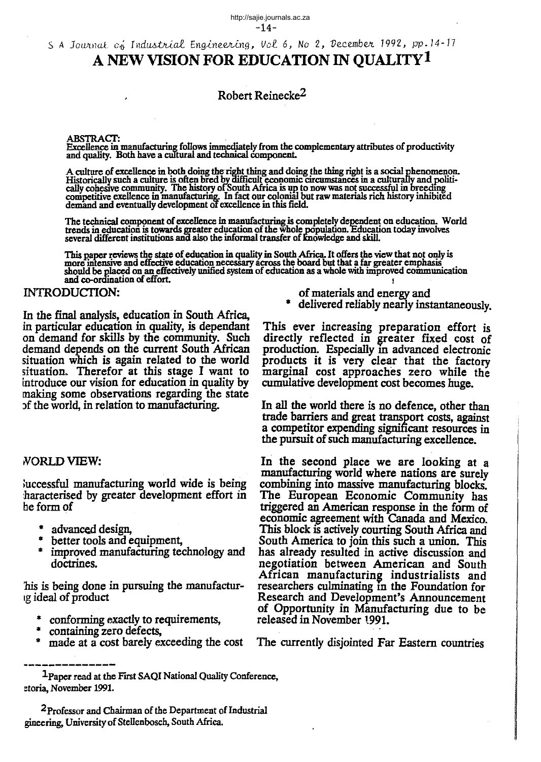# A NEW VISION FOR EDUCATION IN QUALITY[1]

Robert Reinecke[2]

**ABSTRACT:**
Excellence in manufacturing follows immediately from the complementary attributes of productivity and quality. Both have a cultural and technical component.

A culture of excellence in both doing the right thing and doing the thing right is a social phenomenon. Historically such a culture is often bred by difficult economic circumstances in a culturally and politically cohesive community. The history of South Africa is up to now was not successful in breeding competitive exellence in manufacturing. In fact our colonial but raw materials rich history inhibited demand and eventually development of excellence in this field.

The technical component of excellence in manufacturing is completely dependent on education. World trends in education is towards greater education of the whole population. Education today involves several different institutions and also the informal transfer of knowledge and skill.

This paper reviews the state of education in quality in South Africa. It offers the view that not only is more intensive and effective education necessary across the board but that a far greater emphasis should be placed on an effectively unified system of education as a whole with improved communication and co-ordination of effort.

## INTRODUCTION:

In the final analysis, education in South Africa, in particular education in quality, is dependant on demand for skills by the community. Such demand depends on the current South African situation which is again related to the world situation. Therefor at this stage I want to introduce our vision for education in quality by making some observations regarding the state of the world, in relation to manufacturing.

## WORLD VIEW:

Successful manufacturing world wide is being characterised by greater development effort in the form of

* advanced design,
* better tools and equipment,
* improved manufacturing technology and doctrines.

This is being done in pursuing the manufacturing ideal of product

* conforming exactly to requirements,
* containing zero defects,
* made at a cost barely exceeding the cost of materials and energy and
* delivered reliably nearly instantaneously.

This ever increasing preparation effort is directly reflected in greater fixed cost of production. Especially in advanced electronic products it is very clear that the factory marginal cost approaches zero while the cumulative development cost becomes huge.

In all the world there is no defence, other than trade barriers and great transport costs, against a competitor expending significant resources in the pursuit of such manufacturing excellence.

In the second place we are looking at a manufacturing world where nations are surely combining into massive manufacturing blocks. The European Economic Community has triggered an American response in the form of economic agreement with Canada and Mexico. This block is actively courting South Africa and South America to join this such a union. This has already resulted in active discussion and negotiation between American and South African manufacturing industrialists and researchers culminating in the Foundation for Research and Development's Announcement of Opportunity in Manufacturing due to be released in November 1991.

The currently disjointed Far Eastern countries

---

[1] Paper read at the First SAQI National Quality Conference, Pretoria, November 1991.

[2] Professor and Chairman of the Department of Industrial Engineering, University of Stellenbosch, South Africa.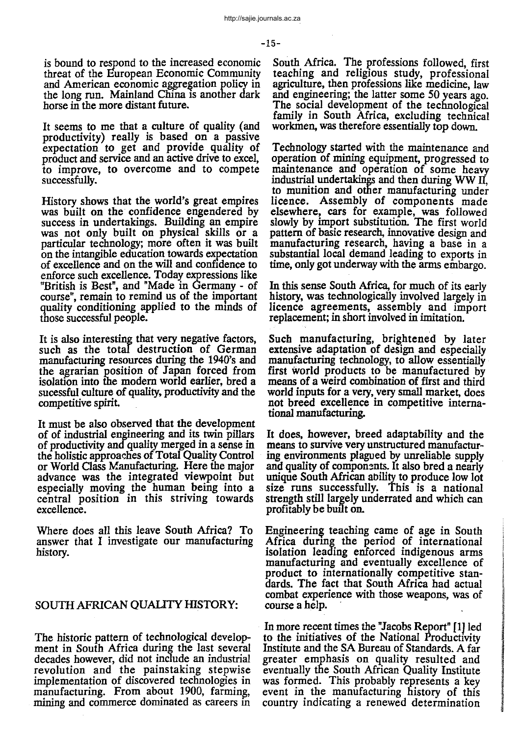is bound to respond to the increased economic threat of the European Economic Community and American economic aggregation policy in the long run. Mainland China is another dark horse in the more distant future.

It seems to me that a culture of quality (and productivity) really is based on a passive expectation to get and provide quality of product and service and an active drive to excel, to improve, to overcome and to compete successfully.

History shows that the world's great empires was built on the confidence engendered by success in undertakings. Building an empire was not only built on physical skills or a particular technology; more often it was built on the intangible education towards expectation of excellence and on the will and confidence to enforce such excellence. Today expressions like "British is Best", and "Made in Germany - of course", remain to remind us of the important quality conditioning applied to the minds of those successful people.

It is also interesting that very negative factors, such as the total destruction of German manufacturing resources during the 1940's and the agrarian position of Japan forced from isolation into the modern world earlier, bred a sucessful culture of quality, productivity and the competitive spirit.

It must be also observed that the development of of industrial engineering and its twin pillars of productivity and quality merged in a sense in the holistic approaches of Total Quality Control or World Class Manufacturing. Here the major advance was the integrated viewpoint but especially moving the human being into a central position in this striving towards excellence.

Where does all this leave South Africa? To answer that I investigate our manufacturing history.

## SOUTH AFRICAN QUALITY HISTORY:

The historic pattern of technological development in South Africa during the last several decades however, did not include an industrial revolution and the painstaking stepwise implementation of discovered technologies in manufacturing. From about 1900, farming, mining and commerce dominated as careers in South Africa. The professions followed, first teaching and religious study, professional agriculture, then professions like medicine, law and engineering; the latter some 50 years ago. The social development of the technological family in South Africa, excluding technical workmen, was therefore essentially top down.

Technology started with the maintenance and operation of mining equipment, progressed to maintenance and operation of some heavy industrial undertakings and then during WW II, to munition and other manufacturing under licence. Assembly of components made elsewhere, cars for example, was followed slowly by import substitution. The first world pattern of basic research, innovative design and manufacturing research, having a base in a substantial local demand leading to exports in time, only got underway with the arms embargo.

In this sense South Africa, for much of its early history, was technologically involved largely in licence agreements, assembly and import replacement; in short involved in imitation.

Such manufacturing, brightened by later extensive adaptation of design and especially manufacturing technology, to allow essentially first world products to be manufactured by means of a weird combination of first and third world inputs for a very, very small market, does not breed excellence in competitive international manufacturing.

It does, however, breed adaptability and the means to survive very unstructured manufacturing environments plagued by unreliable supply and quality of components. It also bred a nearly unique South African ability to produce low lot size runs successfully. This is a national strength still largely underrated and which can profitably be built on.

Engineering teaching came of age in South Africa during the period of international isolation leading enforced indigenous arms manufacturing and eventually excellence of product to internationally competitive standards. The fact that South Africa had actual combat experience with those weapons, was of course a help.

In more recent times the "Jacobs Report" [1] led to the initiatives of the National Productivity Institute and the SA Bureau of Standards. A far greater emphasis on quality resulted and eventually the South African Quality Institute was formed. This probably represents a key event in the manufacturing history of this country indicating a renewed determination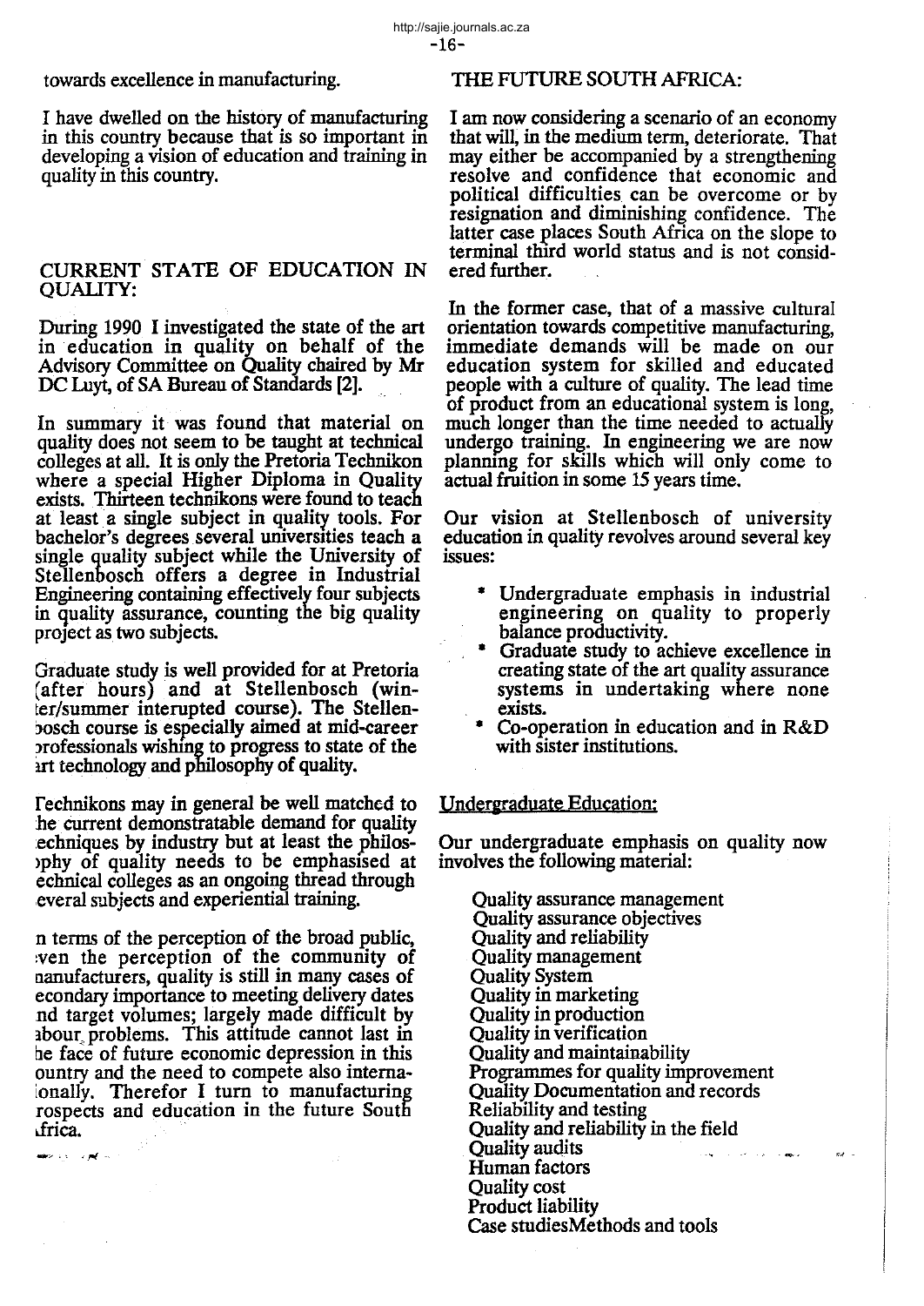towards excellence in manufacturing.

I have dwelled on the history of manufacturing in this country because that is so important in developing a vision of education and training in quality in this country.

## CURRENT STATE OF EDUCATION IN QUALITY:

During 1990 I investigated the state of the art in education in quality on behalf of the Advisory Committee on Quality chaired by Mr DC Luyt, of SA Bureau of Standards [2].

In summary it was found that material on quality does not seem to be taught at technical colleges at all. It is only the Pretoria Technikon where a special Higher Diploma in Quality exists. Thirteen technikons were found to teach at least a single subject in quality tools. For bachelor's degrees several universities teach a single quality subject while the University of Stellenbosch offers a degree in Industrial Engineering containing effectively four subjects in quality assurance, counting the big quality project as two subjects.

Graduate study is well provided for at Pretoria (after hours) and at Stellenbosch (winter/summer interupted course). The Stellenbosch course is especially aimed at mid-career professionals wishing to progress to state of the art technology and philosophy of quality.

Technikons may in general be well matched to the current demonstratable demand for quality techniques by industry but at least the philosophy of quality needs to be emphasised at technical colleges as an ongoing thread through several subjects and experiential training.

In terms of the perception of the broad public, even the perception of the community of manufacturers, quality is still in many cases of secondary importance to meeting delivery dates and target volumes; largely made difficult by labour problems. This attitude cannot last in the face of future economic depression in this country and the need to compete also internationally. Therefor I turn to manufacturing prospects and education in the future South Africa.

## THE FUTURE SOUTH AFRICA:

I am now considering a scenario of an economy that will, in the medium term, deteriorate. That may either be accompanied by a strengthening resolve and confidence that economic and political difficulties can be overcome or by resignation and diminishing confidence. The latter case places South Africa on the slope to terminal third world status and is not considered further.

In the former case, that of a massive cultural orientation towards competitive manufacturing, immediate demands will be made on our education system for skilled and educated people with a culture of quality. The lead time of product from an educational system is long, much longer than the time needed to actually undergo training. In engineering we are now planning for skills which will only come to actual fruition in some 15 years time.

Our vision at Stellenbosch of university education in quality revolves around several key issues:

* Undergraduate emphasis in industrial engineering on quality to properly balance productivity.
* Graduate study to achieve excellence in creating state of the art quality assurance systems in undertaking where none exists.
* Co-operation in education and in R&D with sister institutions.

### Undergraduate Education:

Our undergraduate emphasis on quality now involves the following material:

Quality assurance management
Quality assurance objectives
Quality and reliability
Quality management
Quality System
Quality in marketing
Quality in production
Quality in verification
Quality and maintainability
Programmes for quality improvement
Quality Documentation and records
Reliability and testing
Quality and reliability in the field
Quality audits
Human factors
Quality cost
Product liability
Case studiesMethods and tools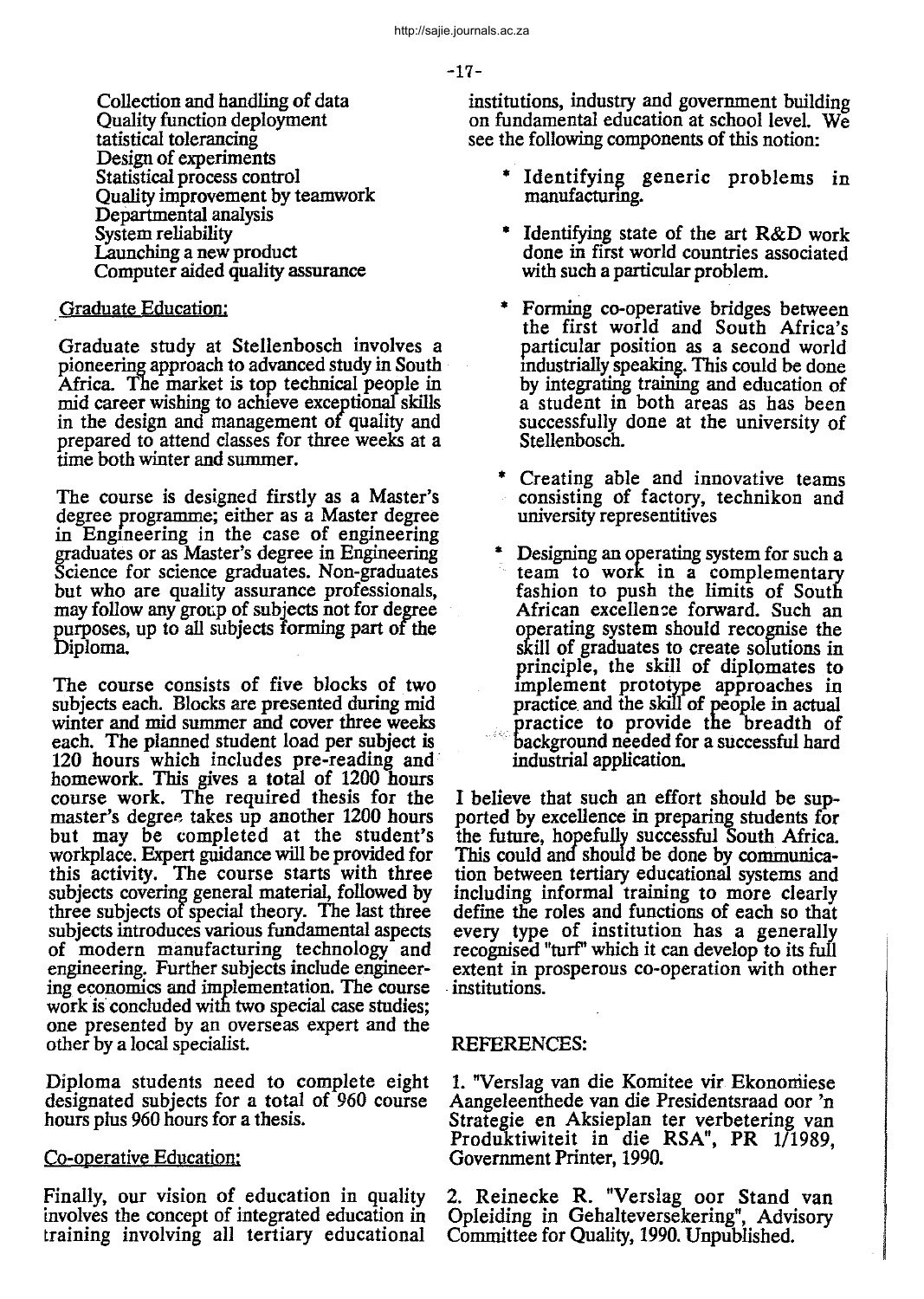Collection and handling of data
Quality function deployment
tatistical tolerancing
Design of experiments
Statistical process control
Quality improvement by teamwork
Departmental analysis
System reliability
Launching a new product
Computer aided quality assurance

Graduate Education:

Graduate study at Stellenbosch involves a pioneering approach to advanced study in South Africa. The market is top technical people in mid career wishing to achieve exceptional skills in the design and management of quality and prepared to attend classes for three weeks at a time both winter and summer.

The course is designed firstly as a Master's degree programme; either as a Master degree in Engineering in the case of engineering graduates or as Master's degree in Engineering Science for science graduates. Non-graduates but who are quality assurance professionals, may follow any group of subjects not for degree purposes, up to all subjects forming part of the Diploma.

The course consists of five blocks of two subjects each. Blocks are presented during mid winter and mid summer and cover three weeks each. The planned student load per subject is 120 hours which includes pre-reading and homework. This gives a total of 1200 hours course work. The required thesis for the master's degree takes up another 1200 hours but may be completed at the student's workplace. Expert guidance will be provided for this activity. The course starts with three subjects covering general material, followed by three subjects of special theory. The last three subjects introduces various fundamental aspects of modern manufacturing technology and engineering. Further subjects include engineering economics and implementation. The course work is concluded with two special case studies; one presented by an overseas expert and the other by a local specialist.

Diploma students need to complete eight designated subjects for a total of 960 course hours plus 960 hours for a thesis.

Co-operative Education:

Finally, our vision of education in quality involves the concept of integrated education in training involving all tertiary educational institutions, industry and government building on fundamental education at school level. We see the following components of this notion:

* Identifying generic problems in manufacturing.
* Identifying state of the art R&D work done in first world countries associated with such a particular problem.
* Forming co-operative bridges between the first world and South Africa's particular position as a second world industrially speaking. This could be done by integrating training and education of a student in both areas as has been successfully done at the university of Stellenbosch.
* Creating able and innovative teams consisting of factory, technikon and university representitives
* Designing an operating system for such a team to work in a complementary fashion to push the limits of South African excellence forward. Such an operating system should recognise the skill of graduates to create solutions in principle, the skill of diplomates to implement prototype approaches in practice and the skill of people in actual practice to provide the breadth of background needed for a successful hard industrial application.

I believe that such an effort should be supported by excellence in preparing students for the future, hopefully successful South Africa. This could and should be done by communication between tertiary educational systems and including informal training to more clearly define the roles and functions of each so that every type of institution has a generally recognised "turf" which it can develop to its full extent in prosperous co-operation with other institutions.

REFERENCES:

1. "Verslag van die Komitee vir Ekonomiese Aangeleenthede van die Presidentsraad oor 'n Strategie en Aksieplan ter verbetering van Produktiwiteit in die RSA", PR 1/1989, Government Printer, 1990.

2. Reinecke R. "Verslag oor Stand van Opleiding in Gehalteversekering", Advisory Committee for Quality, 1990. Unpublished.